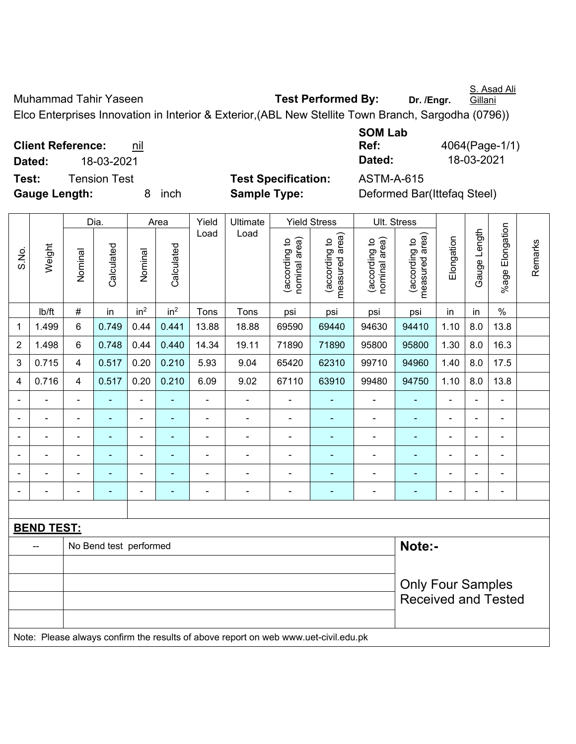Muhammad Tahir Yaseen **Test Performed By:** **Dr. /Engr.** S. Asad Ali Gillani

Elco Enterprises Innovation in Interior & Exterior,(ABL New Stellite Town Branch, Sargodha (0796))

**Client Reference:** nil

**Dated:** 18-03-2021

**SOM Lab Ref:** 4064(Page-1/1)

**Dated:** 18-03-2021

**Test:** Tension Test

**Test Specification:** ASTM-A-615

**Gauge Length:** 8 inch

**Sample Type:** Deformed Bar(Ittefaq Steel)

| S.No. | Weight | Dia. | | Area | | Yield Load | Ultimate Load | Yield Stress | | Ult. Stress | | Elongation | Gauge Length | %age Elongation | Remarks |
|---|---|---|---|---|---|---|---|---|---|---|---|---|---|---|---|
| | | Nominal | Calculated | Nominal | Calculated | | | (according to nominal area) | (according to measured area) | (according to nominal area) | (according to measured area) | | | | |
| | lb/ft | # | in | $in^2$ | $in^2$ | Tons | Tons | psi | psi | psi | psi | in | in | % | |
| 1 | 1.499 | 6 | 0.749 | 0.44 | 0.441 | 13.88 | 18.88 | 69590 | 69440 | 94630 | 94410 | 1.10 | 8.0 | 13.8 | |
| 2 | 1.498 | 6 | 0.748 | 0.44 | 0.440 | 14.34 | 19.11 | 71890 | 71890 | 95800 | 95800 | 1.30 | 8.0 | 16.3 | |
| 3 | 0.715 | 4 | 0.517 | 0.20 | 0.210 | 5.93 | 9.04 | 65420 | 62310 | 99710 | 94960 | 1.40 | 8.0 | 17.5 | |
| 4 | 0.716 | 4 | 0.517 | 0.20 | 0.210 | 6.09 | 9.02 | 67110 | 63910 | 99480 | 94750 | 1.10 | 8.0 | 13.8 | |
| - | - | - | - | - | - | - | - | - | - | - | - | - | - | - | |
| - | - | - | - | - | - | - | - | - | - | - | - | - | - | - | |
| - | - | - | - | - | - | - | - | - | - | - | - | - | - | - | |
| - | - | - | - | - | - | - | - | - | - | - | - | - | - | - | |
| - | - | - | - | - | - | - | - | - | - | - | - | - | - | - | |
| - | - | - | - | - | - | - | - | - | - | - | - | - | - | - | |

**BEND TEST:**

| | | |
|---|---|---|
| -- | No Bend test performed | **Note:-** |
| | | Only Four Samples Received and Tested |

Note: Please always confirm the results of above report on web www.uet-civil.edu.pk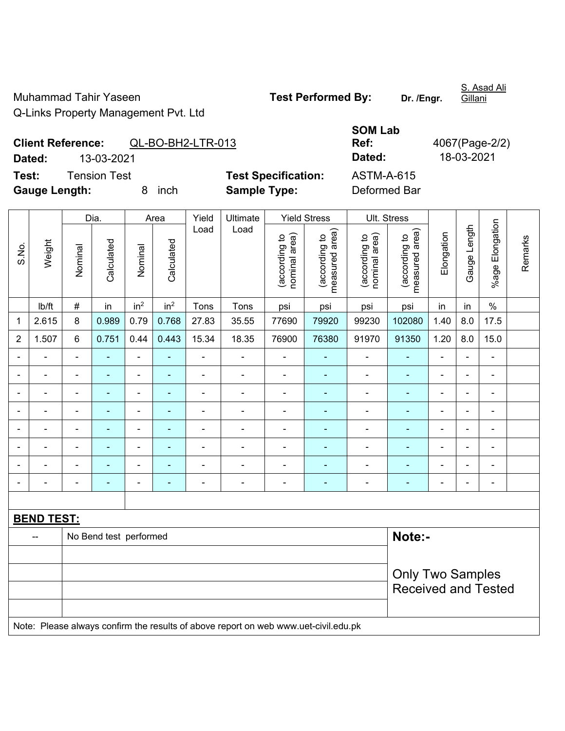Muhammad Tahir Yaseen
Q-Links Property Management Pvt. Ltd

**Test Performed By:** Dr. /Engr. S. Asad Ali Gillani

**Client Reference:** QL-BO-BH2-LTR-013
**Dated:** 13-03-2021

**SOM Lab Ref:** 4067(Page-2/2)
**Dated:** 18-03-2021

**Test:** Tension Test
**Gauge Length:** 8 inch

**Test Specification:** ASTM-A-615
**Sample Type:** Deformed Bar

| S.No. | Weight | Dia. | | Area | | Yield Load | Ultimate Load | Yield Stress | | Ult. Stress | | Elongation | Gauge Length | %age Elongation | Remarks |
|---|---|---|---|---|---|---|---|---|---|---|---|---|---|---|---|
| | | Nominal | Calculated | Nominal | Calculated | | | (according to nominal area) | (according to measured area) | (according to nominal area) | (according to measured area) | | | | |
| | lb/ft | # | in | $in^2$ | $in^2$ | Tons | Tons | psi | psi | psi | psi | in | in | % | |
| 1 | 2.615 | 8 | 0.989 | 0.79 | 0.768 | 27.83 | 35.55 | 77690 | 79920 | 99230 | 102080 | 1.40 | 8.0 | 17.5 | |
| 2 | 1.507 | 6 | 0.751 | 0.44 | 0.443 | 15.34 | 18.35 | 76900 | 76380 | 91970 | 91350 | 1.20 | 8.0 | 15.0 | |
| - | - | - | - | - | - | - | - | - | - | - | - | - | - | - | |
| - | - | - | - | - | - | - | - | - | - | - | - | - | - | - | |
| - | - | - | - | - | - | - | - | - | - | - | - | - | - | - | |
| - | - | - | - | - | - | - | - | - | - | - | - | - | - | - | |
| - | - | - | - | - | - | - | - | - | - | - | - | - | - | - | |
| - | - | - | - | - | - | - | - | - | - | - | - | - | - | - | |
| - | - | - | - | - | - | - | - | - | - | - | - | - | - | - | |
| - | - | - | - | - | - | - | - | - | - | - | - | - | - | - | |

**BEND TEST:**

| -- | No Bend test performed |
|---|---|

**Note:-**

Only Two Samples Received and Tested

Note: Please always confirm the results of above report on web www.uet-civil.edu.pk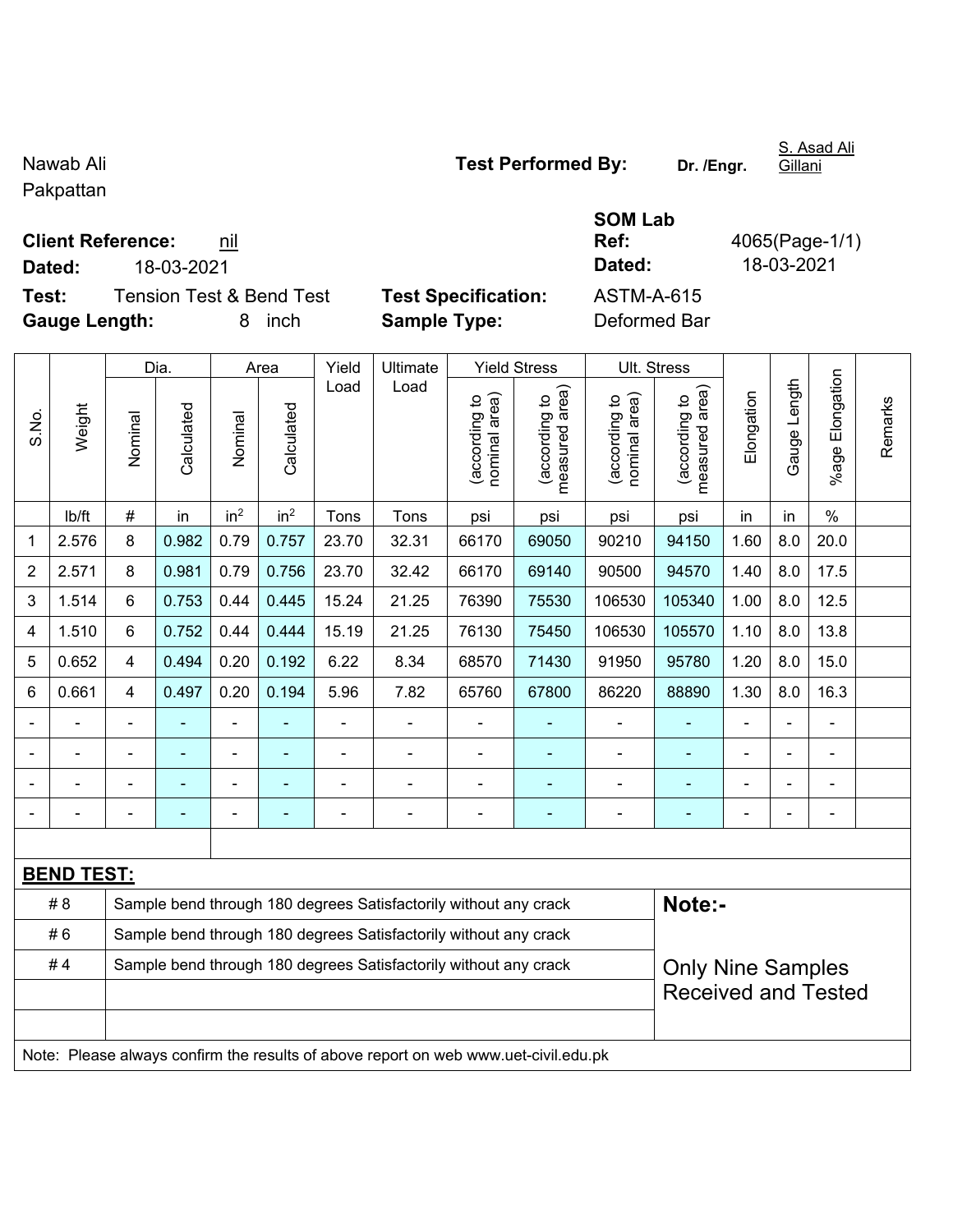Nawab Ali
Pakpattan

**Test Performed By:** **Dr. /Engr.** S. Asad Ali Gillani

**Client Reference:** nil

**Dated:** 18-03-2021

**SOM Lab Ref:** 4065(Page-1/1)

**Dated:** 18-03-2021

**Test:** Tension Test & Bend Test

**Test Specification:** ASTM-A-615

**Gauge Length:** 8 inch

**Sample Type:** Deformed Bar

| S.No. | Weight | Dia. | | Area | | Yield Load | Ultimate Load | Yield Stress | | Ult. Stress | | Elongation | Gauge Length | %age Elongation | Remarks |
|---|---|---|---|---|---|---|---|---|---|---|---|---|---|---|---|
| | | Nominal | Calculated | Nominal | Calculated | | | (according to nominal area) | (according to measured area) | (according to nominal area) | (according to measured area) | | | | |
| | lb/ft | # | in | in$^2$ | in$^2$ | Tons | Tons | psi | psi | psi | psi | in | in | % | |
| 1 | 2.576 | 8 | 0.982 | 0.79 | 0.757 | 23.70 | 32.31 | 66170 | 69050 | 90210 | 94150 | 1.60 | 8.0 | 20.0 | |
| 2 | 2.571 | 8 | 0.981 | 0.79 | 0.756 | 23.70 | 32.42 | 66170 | 69140 | 90500 | 94570 | 1.40 | 8.0 | 17.5 | |
| 3 | 1.514 | 6 | 0.753 | 0.44 | 0.445 | 15.24 | 21.25 | 76390 | 75530 | 106530 | 105340 | 1.00 | 8.0 | 12.5 | |
| 4 | 1.510 | 6 | 0.752 | 0.44 | 0.444 | 15.19 | 21.25 | 76130 | 75450 | 106530 | 105570 | 1.10 | 8.0 | 13.8 | |
| 5 | 0.652 | 4 | 0.494 | 0.20 | 0.192 | 6.22 | 8.34 | 68570 | 71430 | 91950 | 95780 | 1.20 | 8.0 | 15.0 | |
| 6 | 0.661 | 4 | 0.497 | 0.20 | 0.194 | 5.96 | 7.82 | 65760 | 67800 | 86220 | 88890 | 1.30 | 8.0 | 16.3 | |
| - | - | - | - | - | - | - | - | - | - | - | - | - | - | - | |
| - | - | - | - | - | - | - | - | - | - | - | - | - | - | - | |
| - | - | - | - | - | - | - | - | - | - | - | - | - | - | - | |
| - | - | - | - | - | - | - | - | - | - | - | - | - | - | - | |

**BEND TEST:**

| | | |
|---|---|---|
| # 8 | Sample bend through 180 degrees Satisfactorily without any crack | **Note:-** |
| # 6 | Sample bend through 180 degrees Satisfactorily without any crack | |
| # 4 | Sample bend through 180 degrees Satisfactorily without any crack | Only Nine Samples Received and Tested |

Note: Please always confirm the results of above report on web www.uet-civil.edu.pk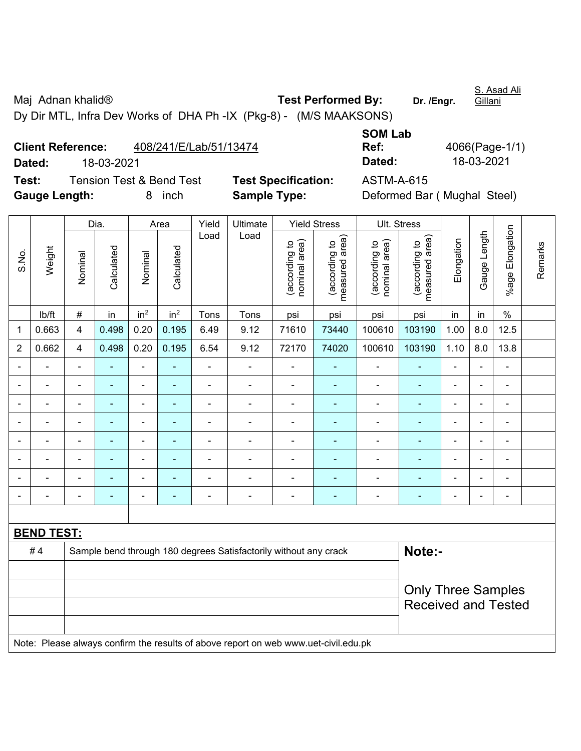Maj Adnan khalid® **Test Performed By:** **Dr. /Engr.** S. Asad Ali Gillani

Dy Dir MTL, Infra Dev Works of DHA Ph -IX (Pkg-8) - (M/S MAAKSONS)

**Client Reference:** 408/241/E/Lab/51/13474 **SOM Lab Ref:** 4066(Page-1/1)

**Dated:** 18-03-2021 **Dated:** 18-03-2021

**Test:** Tension Test & Bend Test **Test Specification:** ASTM-A-615

**Gauge Length:** 8 inch **Sample Type:** Deformed Bar ( Mughal Steel)

| S.No. | Weight | Dia. | | Area | | Yield Load | Ultimate Load | Yield Stress | | Ult. Stress | | Elongation | Gauge Length | %age Elongation | Remarks |
|---|---|---|---|---|---|---|---|---|---|---|---|---|---|---|---|
| | | Nominal | Calculated | Nominal | Calculated | | | (according to nominal area) | (according to measured area) | (according to nominal area) | (according to measured area) | | | | |
| | lb/ft | # | in | $in^2$ | $in^2$ | Tons | Tons | psi | psi | psi | psi | in | in | % | |
| 1 | 0.663 | 4 | 0.498 | 0.20 | 0.195 | 6.49 | 9.12 | 71610 | 73440 | 100610 | 103190 | 1.00 | 8.0 | 12.5 | |
| 2 | 0.662 | 4 | 0.498 | 0.20 | 0.195 | 6.54 | 9.12 | 72170 | 74020 | 100610 | 103190 | 1.10 | 8.0 | 13.8 | |
| - | - | - | - | - | - | - | - | - | - | - | - | - | - | - | |
| - | - | - | - | - | - | - | - | - | - | - | - | - | - | - | |
| - | - | - | - | - | - | - | - | - | - | - | - | - | - | - | |
| - | - | - | - | - | - | - | - | - | - | - | - | - | - | - | |
| - | - | - | - | - | - | - | - | - | - | - | - | - | - | - | |
| - | - | - | - | - | - | - | - | - | - | - | - | - | - | - | |
| - | - | - | - | - | - | - | - | - | - | - | - | - | - | - | |
| - | - | - | - | - | - | - | - | - | - | - | - | - | - | - | |

**BEND TEST:**

| | | |
|---|---|---|
| # 4 | Sample bend through 180 degrees Satisfactorily without any crack | **Note:-** |
| | | Only Three Samples Received and Tested |

Note: Please always confirm the results of above report on web www.uet-civil.edu.pk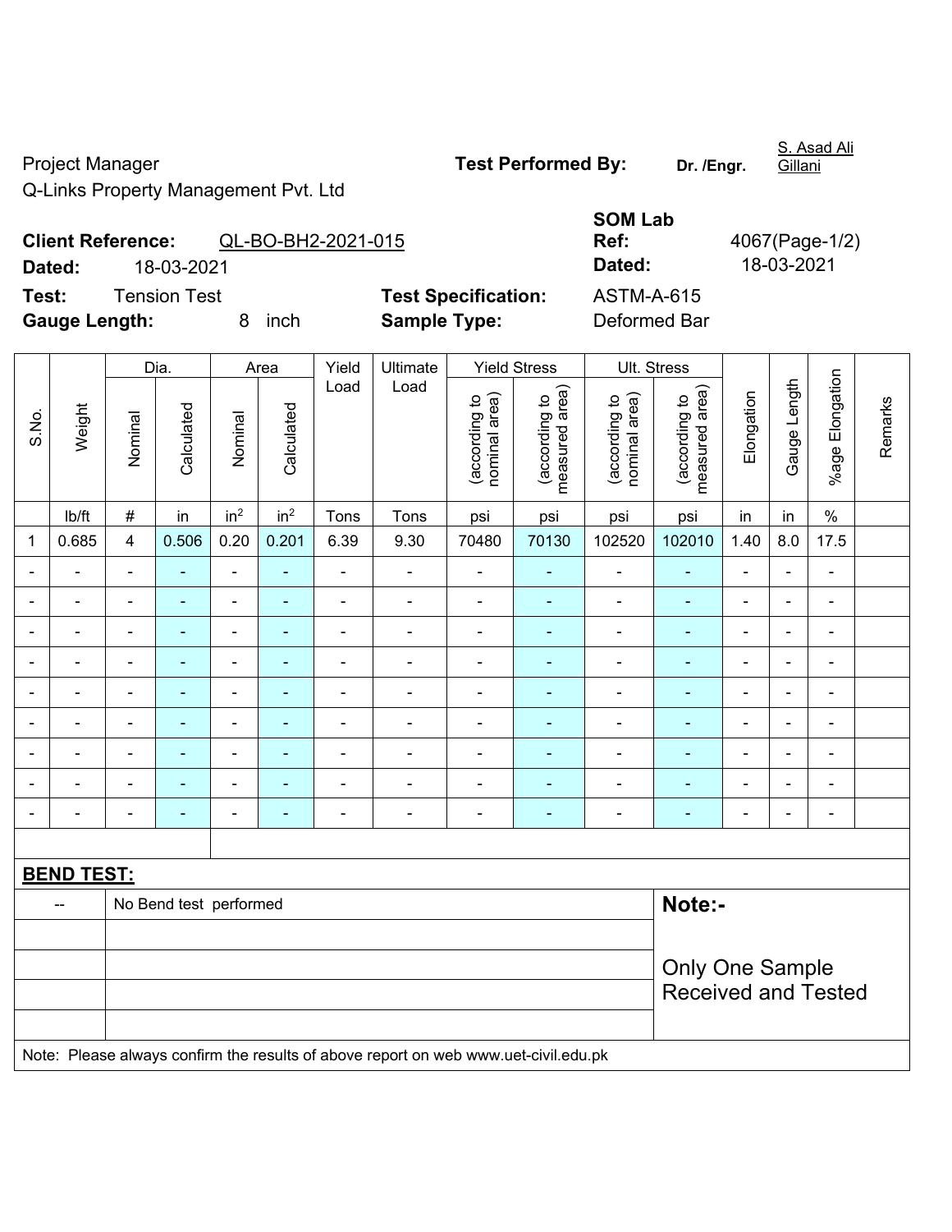Project Manager

Q-Links Property Management Pvt. Ltd

**Test Performed By:** **Dr. /Engr.** S. Asad Ali Gillani

**Client Reference:** QL-BO-BH2-2021-015

**Dated:** 18-03-2021

**SOM Lab Ref:** 4067(Page-1/2)

**Dated:** 18-03-2021

**Test:** Tension Test

**Gauge Length:** 8 inch

**Test Specification:** ASTM-A-615

**Sample Type:** Deformed Bar

| S.No. | Weight | Dia. | | Area | | Yield Load | Ultimate Load | Yield Stress | | Ult. Stress | | Elongation | Gauge Length | %age Elongation | Remarks |
|---|---|---|---|---|---|---|---|---|---|---|---|---|---|---|---|
| | | Nominal | Calculated | Nominal | Calculated | | | (according to nominal area) | (according to measured area) | (according to nominal area) | (according to measured area) | | | | |
| | lb/ft | # | in | $in^2$ | $in^2$ | Tons | Tons | psi | psi | psi | psi | in | in | % | |
| 1 | 0.685 | 4 | 0.506 | 0.20 | 0.201 | 6.39 | 9.30 | 70480 | 70130 | 102520 | 102010 | 1.40 | 8.0 | 17.5 | |
| - | - | - | - | - | - | - | - | - | - | - | - | - | - | - | |
| - | - | - | - | - | - | - | - | - | - | - | - | - | - | - | |
| - | - | - | - | - | - | - | - | - | - | - | - | - | - | - | |
| - | - | - | - | - | - | - | - | - | - | - | - | - | - | - | |
| - | - | - | - | - | - | - | - | - | - | - | - | - | - | - | |
| - | - | - | - | - | - | - | - | - | - | - | - | - | - | - | |
| - | - | - | - | - | - | - | - | - | - | - | - | - | - | - | |
| - | - | - | - | - | - | - | - | - | - | - | - | - | - | - | |
| - | - | - | - | - | - | - | - | - | - | - | - | - | - | - | |

**BEND TEST:**

| -- | No Bend test performed |
|---|---|

**Note:-**

Only One Sample Received and Tested

Note: Please always confirm the results of above report on web www.uet-civil.edu.pk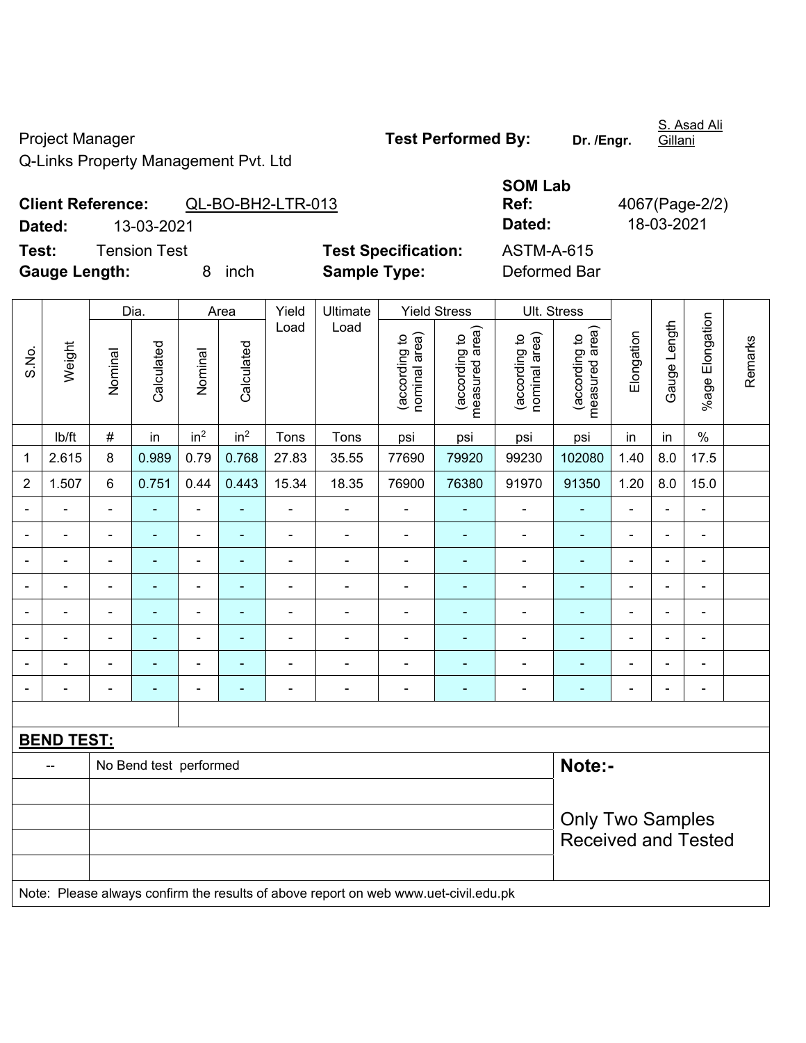Project Manager
Q-Links Property Management Pvt. Ltd

**Test Performed By:** Dr. /Engr. S. Asad Ali Gillani

**Client Reference:** QL-BO-BH2-LTR-013
**Dated:** 13-03-2021

**SOM Lab Ref:** 4067(Page-2/2)
**Dated:** 18-03-2021

**Test:** Tension Test
**Gauge Length:** 8 inch

**Test Specification:** ASTM-A-615
**Sample Type:** Deformed Bar

| S.No. | Weight | Dia. | | Area | | Yield Load | Ultimate Load | Yield Stress | | Ult. Stress | | Elongation | Gauge Length | %age Elongation | Remarks |
|---|---|---|---|---|---|---|---|---|---|---|---|---|---|---|---|
| | | Nominal | Calculated | Nominal | Calculated | | | (according to nominal area) | (according to measured area) | (according to nominal area) | (according to measured area) | | | | |
| | lb/ft | # | in | $in^2$ | $in^2$ | Tons | Tons | psi | psi | psi | psi | in | in | % | |
| 1 | 2.615 | 8 | 0.989 | 0.79 | 0.768 | 27.83 | 35.55 | 77690 | 79920 | 99230 | 102080 | 1.40 | 8.0 | 17.5 | |
| 2 | 1.507 | 6 | 0.751 | 0.44 | 0.443 | 15.34 | 18.35 | 76900 | 76380 | 91970 | 91350 | 1.20 | 8.0 | 15.0 | |
| - | - | - | - | - | - | - | - | - | - | - | - | - | - | - | |
| - | - | - | - | - | - | - | - | - | - | - | - | - | - | - | |
| - | - | - | - | - | - | - | - | - | - | - | - | - | - | - | |
| - | - | - | - | - | - | - | - | - | - | - | - | - | - | - | |
| - | - | - | - | - | - | - | - | - | - | - | - | - | - | - | |
| - | - | - | - | - | - | - | - | - | - | - | - | - | - | - | |
| - | - | - | - | - | - | - | - | - | - | - | - | - | - | - | |
| - | - | - | - | - | - | - | - | - | - | - | - | - | - | - | |

**BEND TEST:**

| | |
|---|---|
| -- | No Bend test performed |

**Note:-**

Only Two Samples Received and Tested

Note: Please always confirm the results of above report on web www.uet-civil.edu.pk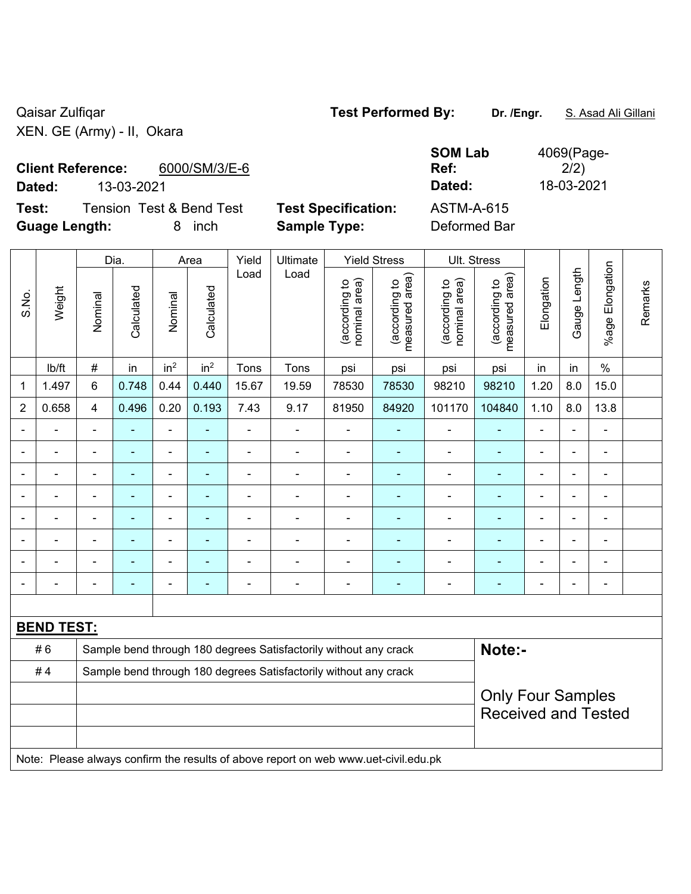Qaisar Zulfiqar

XEN. GE (Army) - II, Okara

**Test Performed By:** **Dr. /Engr.** S. Asad Ali Gillani

**Client Reference:** 6000/SM/3/E-6

**Dated:** 13-03-2021

**SOM Lab Ref:** 4069(Page-2/2)

**Dated:** 18-03-2021

**Test:** Tension Test & Bend Test

**Test Specification:** ASTM-A-615

**Guage Length:** 8 inch

**Sample Type:** Deformed Bar

| S.No. | Weight | Dia. | | Area | | Yield Load | Ultimate Load | Yield Stress | | Ult. Stress | | Elongation | Gauge Length | %age Elongation | Remarks |
|---|---|---|---|---|---|---|---|---|---|---|---|---|---|---|---|
| | | Nominal | Calculated | Nominal | Calculated | | | (according to nominal area) | (according to measured area) | (according to nominal area) | (according to measured area) | | | | |
| | lb/ft | # | in | in² | in² | Tons | Tons | psi | psi | psi | psi | in | in | % | |
| 1 | 1.497 | 6 | 0.748 | 0.44 | 0.440 | 15.67 | 19.59 | 78530 | 78530 | 98210 | 98210 | 1.20 | 8.0 | 15.0 | |
| 2 | 0.658 | 4 | 0.496 | 0.20 | 0.193 | 7.43 | 9.17 | 81950 | 84920 | 101170 | 104840 | 1.10 | 8.0 | 13.8 | |
| - | - | - | - | - | - | - | - | - | - | - | - | - | - | - | |
| - | - | - | - | - | - | - | - | - | - | - | - | - | - | - | |
| - | - | - | - | - | - | - | - | - | - | - | - | - | - | - | |
| - | - | - | - | - | - | - | - | - | - | - | - | - | - | - | |
| - | - | - | - | - | - | - | - | - | - | - | - | - | - | - | |
| - | - | - | - | - | - | - | - | - | - | - | - | - | - | - | |
| - | - | - | - | - | - | - | - | - | - | - | - | - | - | - | |
| - | - | - | - | - | - | - | - | - | - | - | - | - | - | - | |

**BEND TEST:**

| | |
|---|---|
| # 6 | Sample bend through 180 degrees Satisfactorily without any crack |
| # 4 | Sample bend through 180 degrees Satisfactorily without any crack |

**Note:-**

Only Four Samples Received and Tested

Note: Please always confirm the results of above report on web www.uet-civil.edu.pk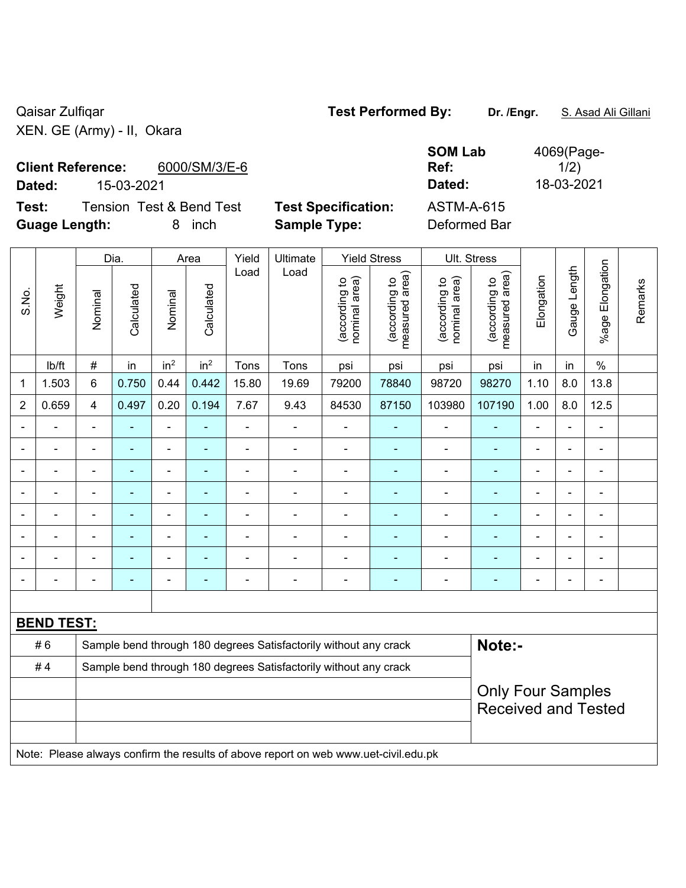Qaisar Zulfiqar
XEN. GE (Army) - II, Okara

**Test Performed By:** **Dr. /Engr.** S. Asad Ali Gillani

**Client Reference:** 6000/SM/3/E-6
**Dated:** 15-03-2021

**SOM Lab Ref:** 4069(Page-1/2)
**Dated:** 18-03-2021

**Test:** Tension Test & Bend Test
**Guage Length:** 8 inch

**Test Specification:** ASTM-A-615
**Sample Type:** Deformed Bar

| S.No. | Weight | Dia. | | Area | | Yield Load | Ultimate Load | Yield Stress | | Ult. Stress | | Elongation | Gauge Length | %age Elongation | Remarks |
|---|---|---|---|---|---|---|---|---|---|---|---|---|---|---|---|
| | | Nominal | Calculated | Nominal | Calculated | | | (according to nominal area) | (according to measured area) | (according to nominal area) | (according to measured area) | | | | |
| | lb/ft | # | in | $in^2$ | $in^2$ | Tons | Tons | psi | psi | psi | psi | in | in | % | |
| 1 | 1.503 | 6 | 0.750 | 0.44 | 0.442 | 15.80 | 19.69 | 79200 | 78840 | 98720 | 98270 | 1.10 | 8.0 | 13.8 | |
| 2 | 0.659 | 4 | 0.497 | 0.20 | 0.194 | 7.67 | 9.43 | 84530 | 87150 | 103980 | 107190 | 1.00 | 8.0 | 12.5 | |
| - | - | - | - | - | - | - | - | - | - | - | - | - | - | - | |
| - | - | - | - | - | - | - | - | - | - | - | - | - | - | - | |
| - | - | - | - | - | - | - | - | - | - | - | - | - | - | - | |
| - | - | - | - | - | - | - | - | - | - | - | - | - | - | - | |
| - | - | - | - | - | - | - | - | - | - | - | - | - | - | - | |
| - | - | - | - | - | - | - | - | - | - | - | - | - | - | - | |
| - | - | - | - | - | - | - | - | - | - | - | - | - | - | - | |
| - | - | - | - | - | - | - | - | - | - | - | - | - | - | - | |

**BEND TEST:**

| | |
|---|---|
| # 6 | Sample bend through 180 degrees Satisfactorily without any crack |
| # 4 | Sample bend through 180 degrees Satisfactorily without any crack |

**Note:-**

Only Four Samples Received and Tested

Note: Please always confirm the results of above report on web www.uet-civil.edu.pk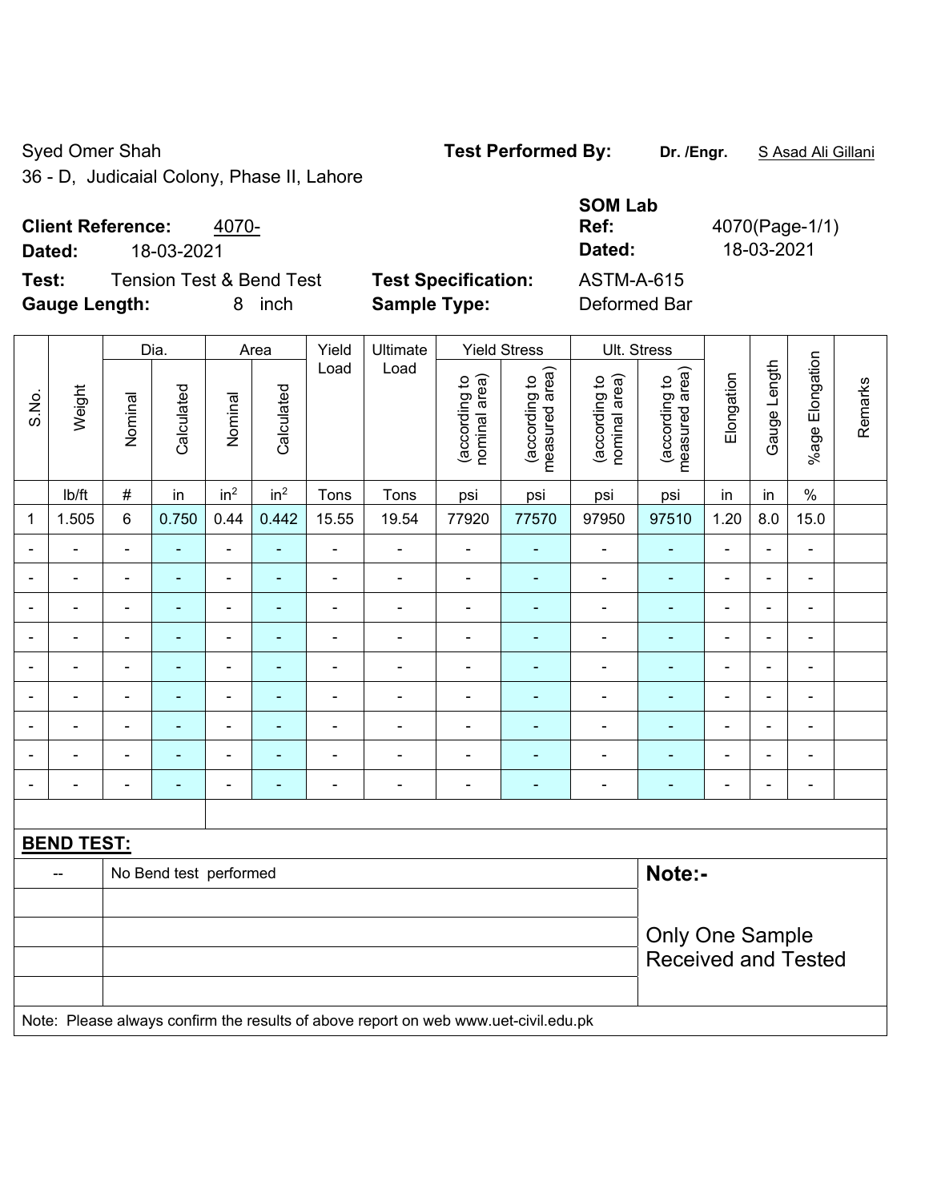Syed Omer Shah

36 - D, Judicaial Colony, Phase II, Lahore

**Test Performed By:** **Dr. /Engr.** S Asad Ali Gillani

**Client Reference:** 4070-

**Dated:** 18-03-2021

**SOM Lab Ref:** 4070(Page-1/1)

**Dated:** 18-03-2021

**Test:** Tension Test & Bend Test

**Test Specification:** ASTM-A-615

**Gauge Length:** 8 inch

**Sample Type:** Deformed Bar

| S.No. | Weight | Dia. | | Area | | Yield Load | Ultimate Load | Yield Stress | | Ult. Stress | | Elongation | Gauge Length | %age Elongation | Remarks |
|---|---|---|---|---|---|---|---|---|---|---|---|---|---|---|---|
| | | Nominal | Calculated | Nominal | Calculated | | | (according to nominal area) | (according to measured area) | (according to nominal area) | (according to measured area) | | | | |
| | lb/ft | # | in | $in^2$ | $in^2$ | Tons | Tons | psi | psi | psi | psi | in | in | % | |
| 1 | 1.505 | 6 | 0.750 | 0.44 | 0.442 | 15.55 | 19.54 | 77920 | 77570 | 97950 | 97510 | 1.20 | 8.0 | 15.0 | |
| - | - | - | - | - | - | - | - | - | - | - | - | - | - | - | |
| - | - | - | - | - | - | - | - | - | - | - | - | - | - | - | |
| - | - | - | - | - | - | - | - | - | - | - | - | - | - | - | |
| - | - | - | - | - | - | - | - | - | - | - | - | - | - | - | |
| - | - | - | - | - | - | - | - | - | - | - | - | - | - | - | |
| - | - | - | - | - | - | - | - | - | - | - | - | - | - | - | |
| - | - | - | - | - | - | - | - | - | - | - | - | - | - | - | |
| - | - | - | - | - | - | - | - | - | - | - | - | - | - | - | |
| - | - | - | - | - | - | - | - | - | - | - | - | - | - | - | |

**BEND TEST:**

| -- | No Bend test performed |
|---|---|

**Note:-**

Only One Sample Received and Tested

Note: Please always confirm the results of above report on web www.uet-civil.edu.pk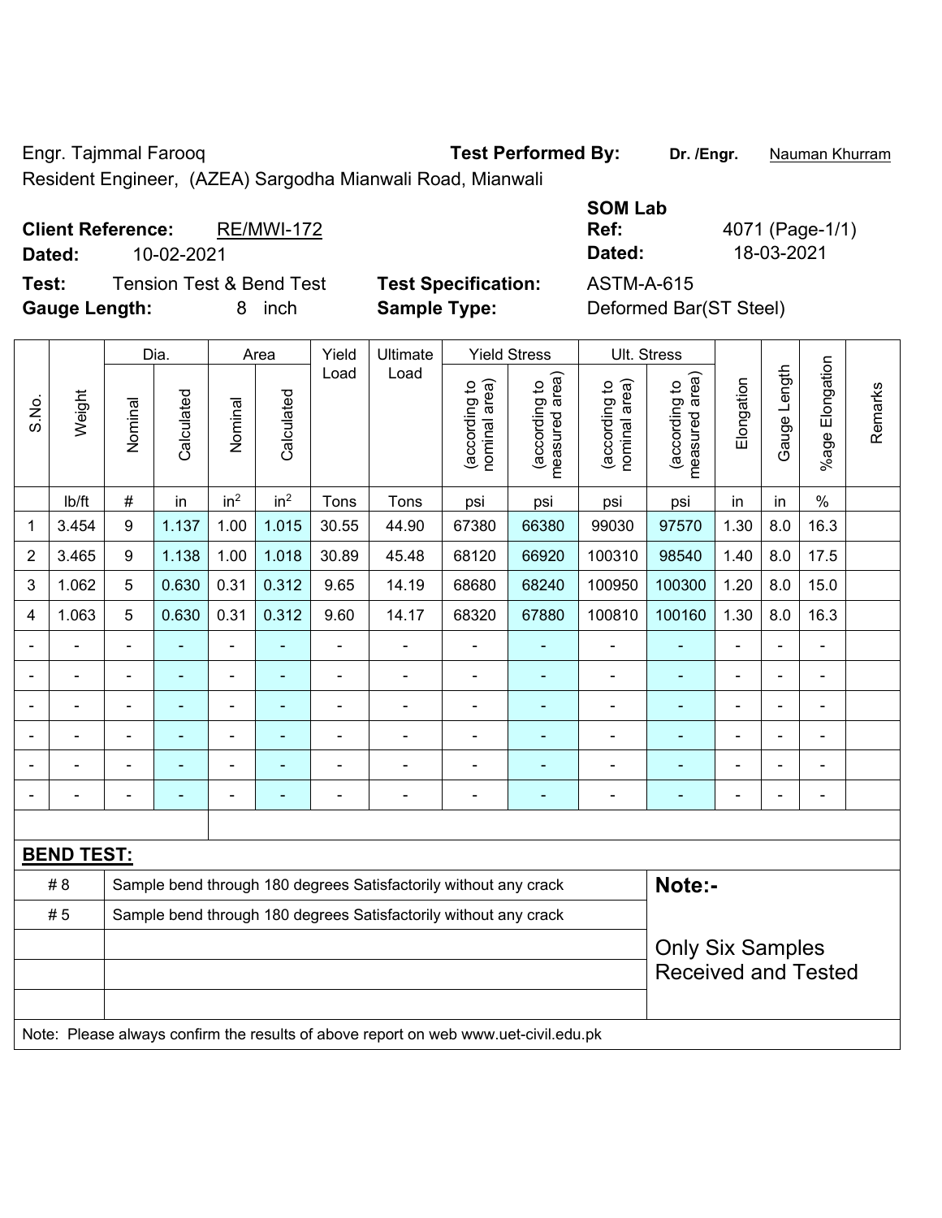Engr. Tajmmal Farooq

Resident Engineer, (AZEA) Sargodha Mianwali Road, Mianwali

**Test Performed By:** **Dr. /Engr.** Nauman Khurram

**SOM Lab**

**Client Reference:** RE/MWI-172

**Dated:** 10-02-2021

**Ref:** 4071 (Page-1/1)

**Dated:** 18-03-2021

**Test:** Tension Test & Bend Test

**Gauge Length:** 8 inch

**Test Specification:** ASTM-A-615

**Sample Type:** Deformed Bar(ST Steel)

| S.No. | Weight | Dia. | | Area | | Yield Load | Ultimate Load | Yield Stress | | Ult. Stress | | Elongation | Gauge Length | %age Elongation | Remarks |
|---|---|---|---|---|---|---|---|---|---|---|---|---|---|---|---|
| | | Nominal | Calculated | Nominal | Calculated | | | (according to nominal area) | (according to measured area) | (according to nominal area) | (according to measured area) | | | | |
| | lb/ft | # | in | $in^2$ | $in^2$ | Tons | Tons | psi | psi | psi | psi | in | in | % | |
| 1 | 3.454 | 9 | 1.137 | 1.00 | 1.015 | 30.55 | 44.90 | 67380 | 66380 | 99030 | 97570 | 1.30 | 8.0 | 16.3 | |
| 2 | 3.465 | 9 | 1.138 | 1.00 | 1.018 | 30.89 | 45.48 | 68120 | 66920 | 100310 | 98540 | 1.40 | 8.0 | 17.5 | |
| 3 | 1.062 | 5 | 0.630 | 0.31 | 0.312 | 9.65 | 14.19 | 68680 | 68240 | 100950 | 100300 | 1.20 | 8.0 | 15.0 | |
| 4 | 1.063 | 5 | 0.630 | 0.31 | 0.312 | 9.60 | 14.17 | 68320 | 67880 | 100810 | 100160 | 1.30 | 8.0 | 16.3 | |
| - | - | - | - | - | - | - | - | - | - | - | - | - | - | - | |
| - | - | - | - | - | - | - | - | - | - | - | - | - | - | - | |
| - | - | - | - | - | - | - | - | - | - | - | - | - | - | - | |
| - | - | - | - | - | - | - | - | - | - | - | - | - | - | - | |
| - | - | - | - | - | - | - | - | - | - | - | - | - | - | - | |
| - | - | - | - | - | - | - | - | - | - | - | - | - | - | - | |

**BEND TEST:**

| | | |
|---|---|---|
| # 8 | Sample bend through 180 degrees Satisfactorily without any crack | **Note:-** |
| # 5 | Sample bend through 180 degrees Satisfactorily without any crack | Only Six Samples Received and Tested |

Note: Please always confirm the results of above report on web www.uet-civil.edu.pk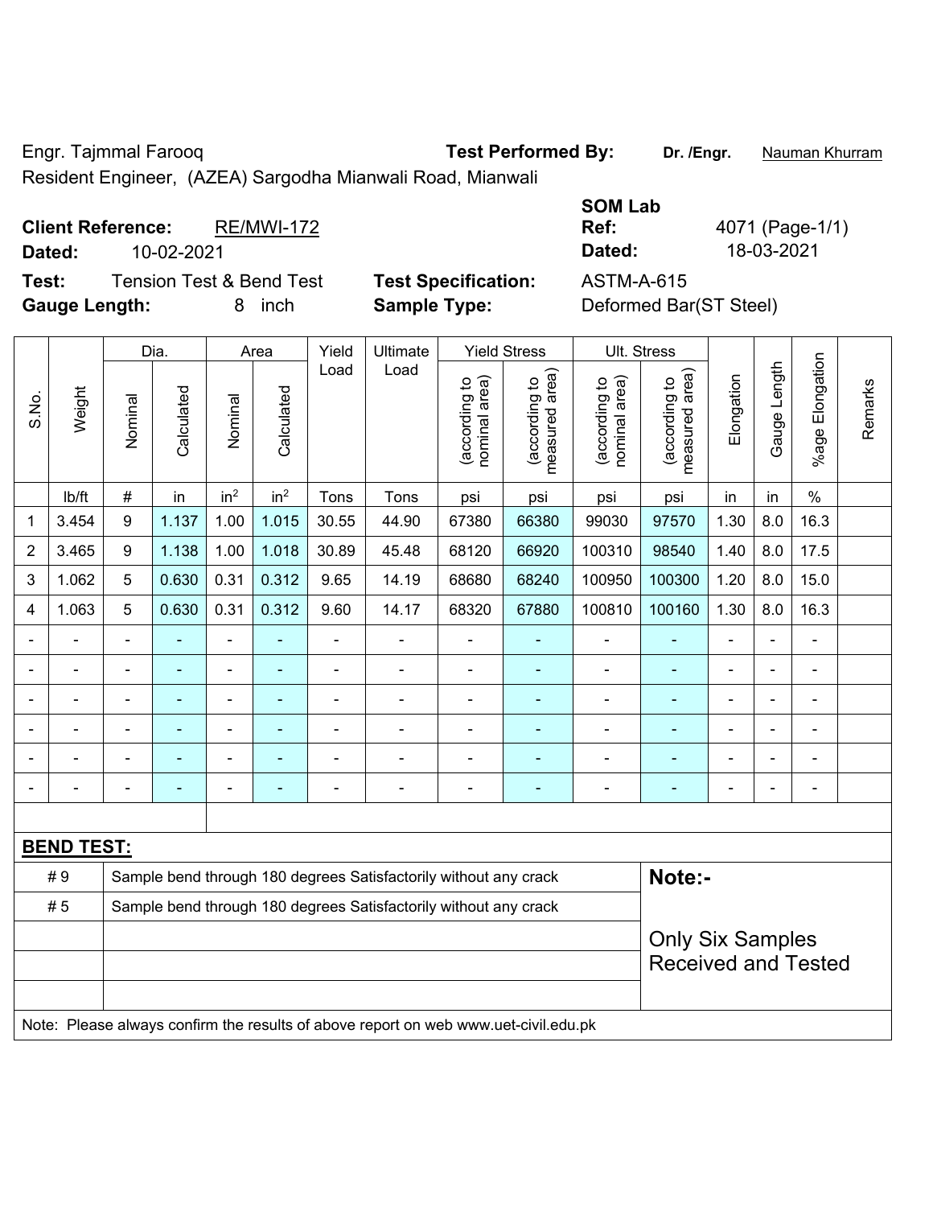Engr. Tajmmal Farooq

Resident Engineer, (AZEA) Sargodha Mianwali Road, Mianwali

**Test Performed By:** Dr. /Engr. Nauman Khurram

**Client Reference:** RE/MWI-172

**Dated:** 10-02-2021

**SOM Lab Ref:** 4071 (Page-1/1)

**Dated:** 18-03-2021

**Test:** Tension Test & Bend Test

**Test Specification:** ASTM-A-615

**Gauge Length:** 8 inch

**Sample Type:** Deformed Bar(ST Steel)

| S.No. | Weight | Dia. | | Area | | Yield Load | Ultimate Load | Yield Stress | | Ult. Stress | | Elongation | Gauge Length | %age Elongation | Remarks |
|---|---|---|---|---|---|---|---|---|---|---|---|---|---|---|---|
| | | Nominal | Calculated | Nominal | Calculated | | | (according to nominal area) | (according to measured area) | (according to nominal area) | (according to measured area) | | | | |
| | lb/ft | # | in | in² | in² | Tons | Tons | psi | psi | psi | psi | in | in | % | |
| 1 | 3.454 | 9 | 1.137 | 1.00 | 1.015 | 30.55 | 44.90 | 67380 | 66380 | 99030 | 97570 | 1.30 | 8.0 | 16.3 | |
| 2 | 3.465 | 9 | 1.138 | 1.00 | 1.018 | 30.89 | 45.48 | 68120 | 66920 | 100310 | 98540 | 1.40 | 8.0 | 17.5 | |
| 3 | 1.062 | 5 | 0.630 | 0.31 | 0.312 | 9.65 | 14.19 | 68680 | 68240 | 100950 | 100300 | 1.20 | 8.0 | 15.0 | |
| 4 | 1.063 | 5 | 0.630 | 0.31 | 0.312 | 9.60 | 14.17 | 68320 | 67880 | 100810 | 100160 | 1.30 | 8.0 | 16.3 | |
| - | - | - | - | - | - | - | - | - | - | - | - | - | - | - | |
| - | - | - | - | - | - | - | - | - | - | - | - | - | - | - | |
| - | - | - | - | - | - | - | - | - | - | - | - | - | - | - | |
| - | - | - | - | - | - | - | - | - | - | - | - | - | - | - | |
| - | - | - | - | - | - | - | - | - | - | - | - | - | - | - | |
| - | - | - | - | - | - | - | - | - | - | - | - | - | - | - | |

**BEND TEST:**

| | | |
|---|---|---|
| # 9 | Sample bend through 180 degrees Satisfactorily without any crack | **Note:-** |
| # 5 | Sample bend through 180 degrees Satisfactorily without any crack | Only Six Samples Received and Tested |

Note: Please always confirm the results of above report on web www.uet-civil.edu.pk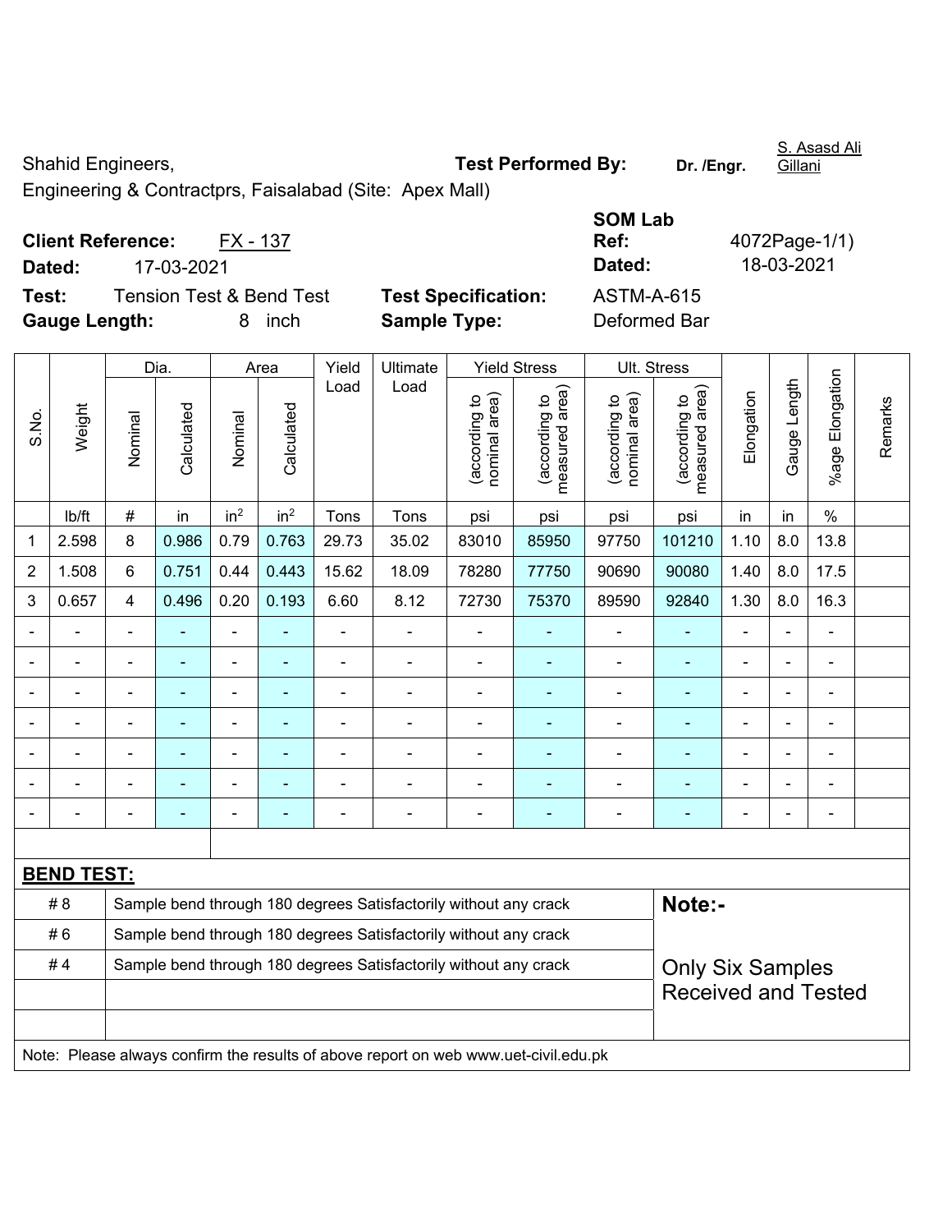Shahid Engineers, **Test Performed By:** **Dr. /Engr.** S. Asasd Ali Gillani

Engineering & Contractprs, Faisalabad (Site: Apex Mall)

**Client Reference:** FX - 137

**Dated:** 17-03-2021

**SOM Lab Ref:** 4072Page-1/1)

**Dated:** 18-03-2021

**Test:** Tension Test & Bend Test **Test Specification:** ASTM-A-615

**Gauge Length:** 8 inch **Sample Type:** Deformed Bar

| S.No. | Weight | Dia. | | Area | | Yield Load | Ultimate Load | Yield Stress | | Ult. Stress | | Elongation | Gauge Length | %age Elongation | Remarks |
|---|---|---|---|---|---|---|---|---|---|---|---|---|---|---|---|
| | | Nominal | Calculated | Nominal | Calculated | | | (according to nominal area) | (according to measured area) | (according to nominal area) | (according to measured area) | | | | |
| | lb/ft | # | in | $in^2$ | $in^2$ | Tons | Tons | psi | psi | psi | psi | in | in | % | |
| 1 | 2.598 | 8 | 0.986 | 0.79 | 0.763 | 29.73 | 35.02 | 83010 | 85950 | 97750 | 101210 | 1.10 | 8.0 | 13.8 | |
| 2 | 1.508 | 6 | 0.751 | 0.44 | 0.443 | 15.62 | 18.09 | 78280 | 77750 | 90690 | 90080 | 1.40 | 8.0 | 17.5 | |
| 3 | 0.657 | 4 | 0.496 | 0.20 | 0.193 | 6.60 | 8.12 | 72730 | 75370 | 89590 | 92840 | 1.30 | 8.0 | 16.3 | |
| - | - | - | - | - | - | - | - | - | - | - | - | - | - | - | |
| - | - | - | - | - | - | - | - | - | - | - | - | - | - | - | |
| - | - | - | - | - | - | - | - | - | - | - | - | - | - | - | |
| - | - | - | - | - | - | - | - | - | - | - | - | - | - | - | |
| - | - | - | - | - | - | - | - | - | - | - | - | - | - | - | |
| - | - | - | - | - | - | - | - | - | - | - | - | - | - | - | |
| - | - | - | - | - | - | - | - | - | - | - | - | - | - | - | |

**BEND TEST:**

| | | |
|---|---|---|
| # 8 | Sample bend through 180 degrees Satisfactorily without any crack | **Note:-** |
| # 6 | Sample bend through 180 degrees Satisfactorily without any crack | |
| # 4 | Sample bend through 180 degrees Satisfactorily without any crack | Only Six Samples Received and Tested |

Note: Please always confirm the results of above report on web www.uet-civil.edu.pk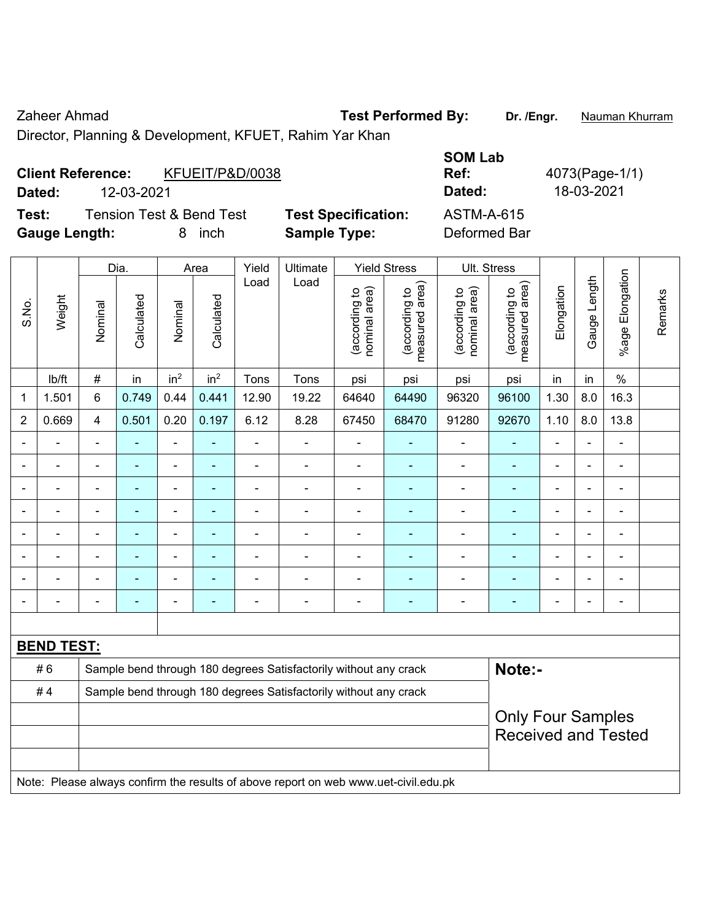Zaheer Ahmad

Director, Planning & Development, KFUET, Rahim Yar Khan

**Test Performed By:** **Dr. /Engr.** Nauman Khurram

**Client Reference:** KFUEIT/P&D/0038

**Dated:** 12-03-2021

**SOM Lab Ref:** 4073(Page-1/1)

**Dated:** 18-03-2021

**Test:** Tension Test & Bend Test

**Test Specification:** ASTM-A-615

**Gauge Length:** 8 inch

**Sample Type:** Deformed Bar

| S.No. | Weight | Dia. | | Area | | Yield Load | Ultimate Load | Yield Stress | | Ult. Stress | | Elongation | Gauge Length | %age Elongation | Remarks |
|---|---|---|---|---|---|---|---|---|---|---|---|---|---|---|---|
| | | Nominal | Calculated | Nominal | Calculated | | | (according to nominal area) | (according to measured area) | (according to nominal area) | (according to measured area) | | | | |
| | lb/ft | # | in | in² | in² | Tons | Tons | psi | psi | psi | psi | in | in | % | |
| 1 | 1.501 | 6 | 0.749 | 0.44 | 0.441 | 12.90 | 19.22 | 64640 | 64490 | 96320 | 96100 | 1.30 | 8.0 | 16.3 | |
| 2 | 0.669 | 4 | 0.501 | 0.20 | 0.197 | 6.12 | 8.28 | 67450 | 68470 | 91280 | 92670 | 1.10 | 8.0 | 13.8 | |
| - | - | - | - | - | - | - | - | - | - | - | - | - | - | - | |
| - | - | - | - | - | - | - | - | - | - | - | - | - | - | - | |
| - | - | - | - | - | - | - | - | - | - | - | - | - | - | - | |
| - | - | - | - | - | - | - | - | - | - | - | - | - | - | - | |
| - | - | - | - | - | - | - | - | - | - | - | - | - | - | - | |
| - | - | - | - | - | - | - | - | - | - | - | - | - | - | - | |
| - | - | - | - | - | - | - | - | - | - | - | - | - | - | - | |
| - | - | - | - | - | - | - | - | - | - | - | - | - | - | - | |

**BEND TEST:**

| | | |
|---|---|---|
| # 6 | Sample bend through 180 degrees Satisfactorily without any crack | **Note:-** |
| # 4 | Sample bend through 180 degrees Satisfactorily without any crack | Only Four Samples Received and Tested |

Note: Please always confirm the results of above report on web www.uet-civil.edu.pk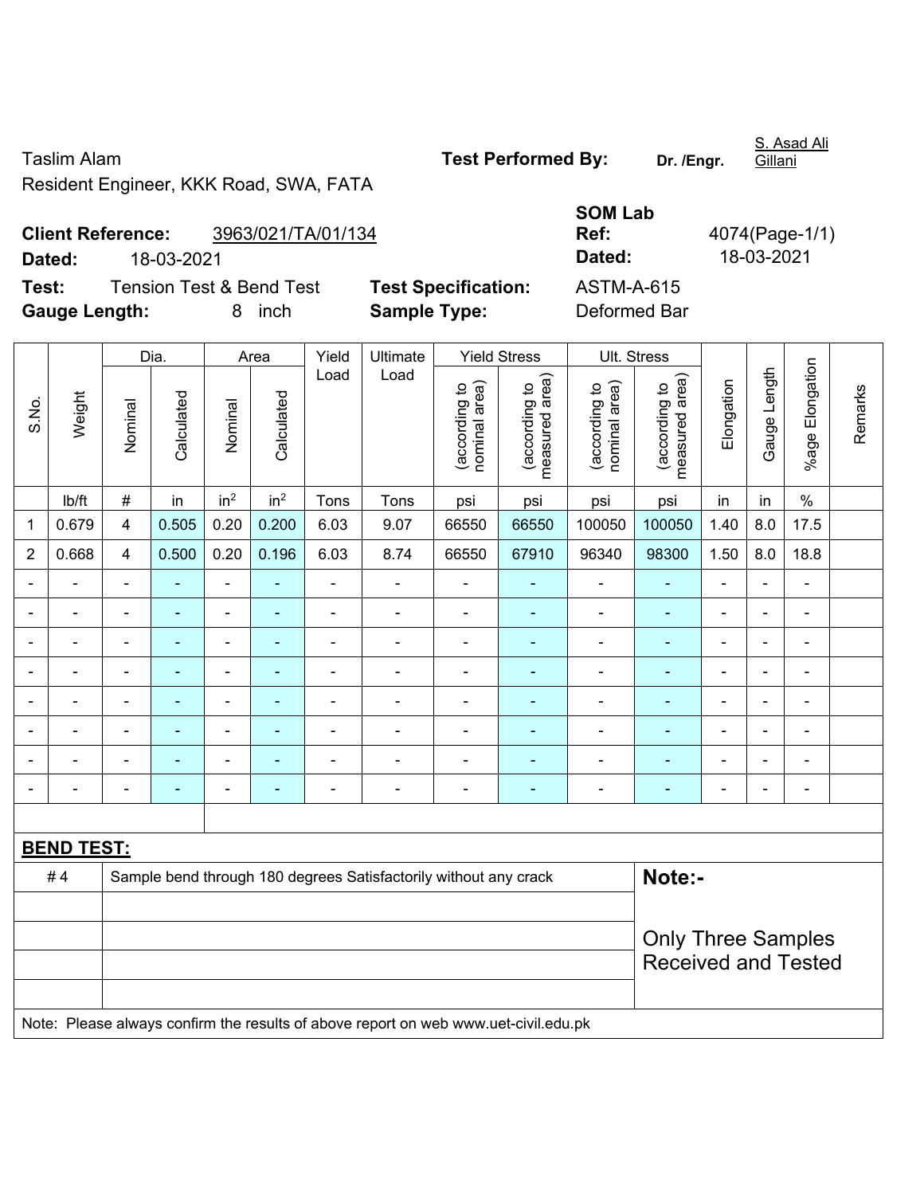Taslim Alam

Resident Engineer, KKK Road, SWA, FATA

**Test Performed By:** **Dr. /Engr.** S. Asad Ali Gillani

**Client Reference:** 3963/021/TA/01/134

**Dated:** 18-03-2021

**SOM Lab Ref:** 4074(Page-1/1)

**Dated:** 18-03-2021

**Test:** Tension Test & Bend Test

**Test Specification:** ASTM-A-615

**Gauge Length:** 8 inch

**Sample Type:** Deformed Bar

| S.No. | Weight | Dia. | | Area | | Yield Load | Ultimate Load | Yield Stress | | Ult. Stress | | Elongation | Gauge Length | %age Elongation | Remarks |
|---|---|---|---|---|---|---|---|---|---|---|---|---|---|---|---|
| | | Nominal | Calculated | Nominal | Calculated | | | (according to nominal area) | (according to measured area) | (according to nominal area) | (according to measured area) | | | | |
| | lb/ft | # | in | $in^2$ | $in^2$ | Tons | Tons | psi | psi | psi | psi | in | in | % | |
| 1 | 0.679 | 4 | 0.505 | 0.20 | 0.200 | 6.03 | 9.07 | 66550 | 66550 | 100050 | 100050 | 1.40 | 8.0 | 17.5 | |
| 2 | 0.668 | 4 | 0.500 | 0.20 | 0.196 | 6.03 | 8.74 | 66550 | 67910 | 96340 | 98300 | 1.50 | 8.0 | 18.8 | |
| - | - | - | - | - | - | - | - | - | - | - | - | - | - | - | |
| - | - | - | - | - | - | - | - | - | - | - | - | - | - | - | |
| - | - | - | - | - | - | - | - | - | - | - | - | - | - | - | |
| - | - | - | - | - | - | - | - | - | - | - | - | - | - | - | |
| - | - | - | - | - | - | - | - | - | - | - | - | - | - | - | |
| - | - | - | - | - | - | - | - | - | - | - | - | - | - | - | |
| - | - | - | - | - | - | - | - | - | - | - | - | - | - | - | |
| - | - | - | - | - | - | - | - | - | - | - | - | - | - | - | |

**BEND TEST:**

| | |
|---|---|
| # 4 | Sample bend through 180 degrees Satisfactorily without any crack |

**Note:-**

Only Three Samples Received and Tested

Note: Please always confirm the results of above report on web www.uet-civil.edu.pk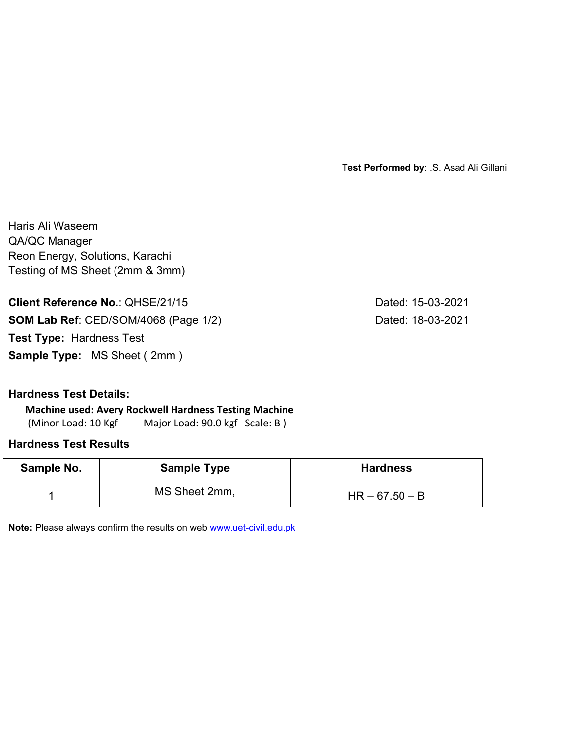**Test Performed by**: .S. Asad Ali Gillani

Haris Ali Waseem
QA/QC Manager
Reon Energy, Solutions, Karachi
Testing of MS Sheet (2mm & 3mm)

**Client Reference No.**: QHSE/21/15 Dated: 15-03-2021
**SOM Lab Ref**: CED/SOM/4068 (Page 1/2) Dated: 18-03-2021
**Test Type:** Hardness Test
**Sample Type:** MS Sheet ( 2mm )

**Hardness Test Details:**

**Machine used: Avery Rockwell Hardness Testing Machine**
(Minor Load: 10 Kgf Major Load: 90.0 kgf Scale: B )

**Hardness Test Results**

| Sample No. | Sample Type | Hardness |
|---|---|---|
| 1 | MS Sheet 2mm, | HR – 67.50 – B |

**Note:** Please always confirm the results on web www.uet-civil.edu.pk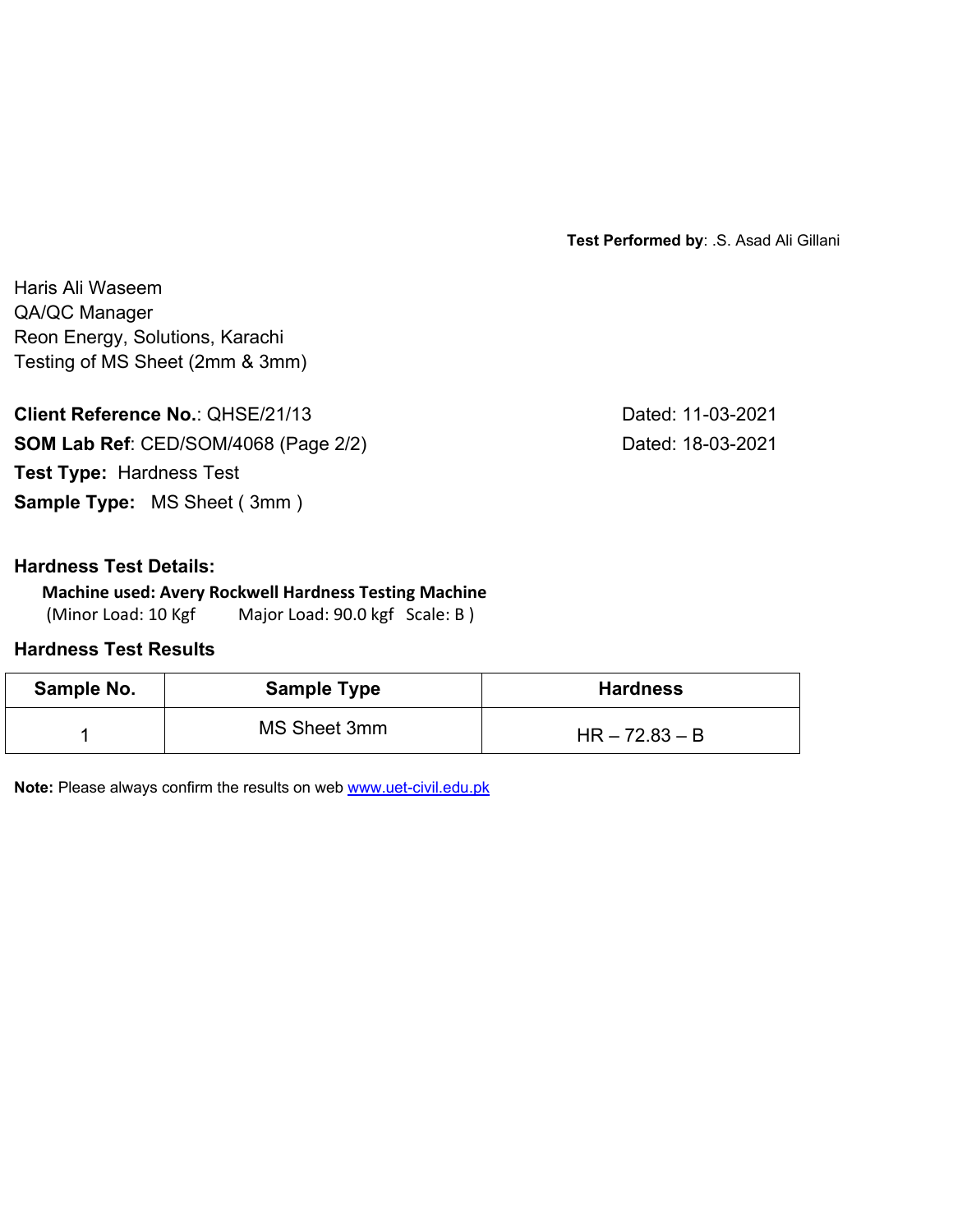**Test Performed by**: .S. Asad Ali Gillani

Haris Ali Waseem
QA/QC Manager
Reon Energy, Solutions, Karachi
Testing of MS Sheet (2mm & 3mm)

**Client Reference No.**: QHSE/21/13 Dated: 11-03-2021
**SOM Lab Ref**: CED/SOM/4068 (Page 2/2) Dated: 18-03-2021
**Test Type:** Hardness Test
**Sample Type:** MS Sheet ( 3mm )

**Hardness Test Details:**

**Machine used: Avery Rockwell Hardness Testing Machine**
(Minor Load: 10 Kgf Major Load: 90.0 kgf Scale: B )

**Hardness Test Results**

| Sample No. | Sample Type | Hardness |
|---|---|---|
| 1 | MS Sheet 3mm | HR – 72.83 – B |

**Note:** Please always confirm the results on web www.uet-civil.edu.pk